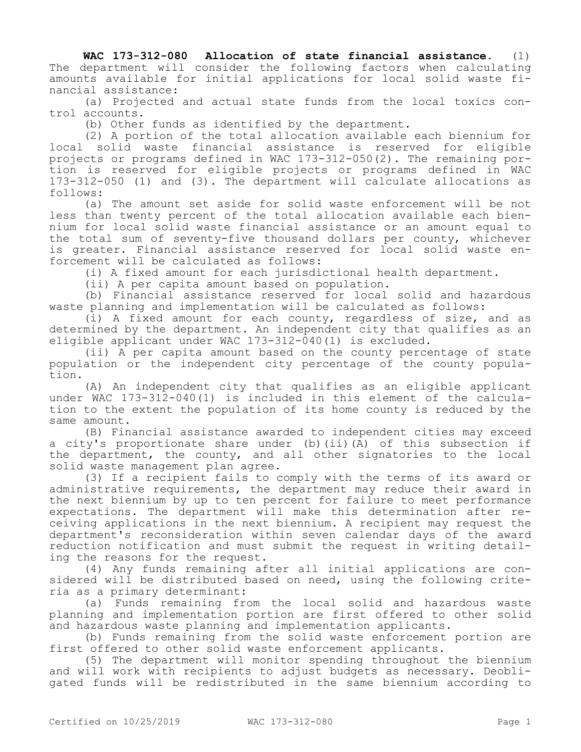**WAC 173-312-080 Allocation of state financial assistance.** (1) The department will consider the following factors when calculating amounts available for initial applications for local solid waste financial assistance:

(a) Projected and actual state funds from the local toxics control accounts.

(b) Other funds as identified by the department.

(2) A portion of the total allocation available each biennium for local solid waste financial assistance is reserved for eligible projects or programs defined in WAC 173-312-050(2). The remaining portion is reserved for eligible projects or programs defined in WAC 173-312-050 (1) and (3). The department will calculate allocations as follows:

(a) The amount set aside for solid waste enforcement will be not less than twenty percent of the total allocation available each biennium for local solid waste financial assistance or an amount equal to the total sum of seventy-five thousand dollars per county, whichever is greater. Financial assistance reserved for local solid waste enforcement will be calculated as follows:

(i) A fixed amount for each jurisdictional health department.

(ii) A per capita amount based on population.

(b) Financial assistance reserved for local solid and hazardous waste planning and implementation will be calculated as follows:

(i) A fixed amount for each county, regardless of size, and as determined by the department. An independent city that qualifies as an eligible applicant under WAC 173-312-040(1) is excluded.

(ii) A per capita amount based on the county percentage of state population or the independent city percentage of the county population.

(A) An independent city that qualifies as an eligible applicant under WAC 173-312-040(1) is included in this element of the calculation to the extent the population of its home county is reduced by the same amount.

(B) Financial assistance awarded to independent cities may exceed a city's proportionate share under (b)(ii)(A) of this subsection if the department, the county, and all other signatories to the local solid waste management plan agree.

(3) If a recipient fails to comply with the terms of its award or administrative requirements, the department may reduce their award in the next biennium by up to ten percent for failure to meet performance expectations. The department will make this determination after receiving applications in the next biennium. A recipient may request the department's reconsideration within seven calendar days of the award reduction notification and must submit the request in writing detailing the reasons for the request.

(4) Any funds remaining after all initial applications are considered will be distributed based on need, using the following criteria as a primary determinant:

(a) Funds remaining from the local solid and hazardous waste planning and implementation portion are first offered to other solid and hazardous waste planning and implementation applicants.

(b) Funds remaining from the solid waste enforcement portion are first offered to other solid waste enforcement applicants.

(5) The department will monitor spending throughout the biennium and will work with recipients to adjust budgets as necessary. Deobligated funds will be redistributed in the same biennium according to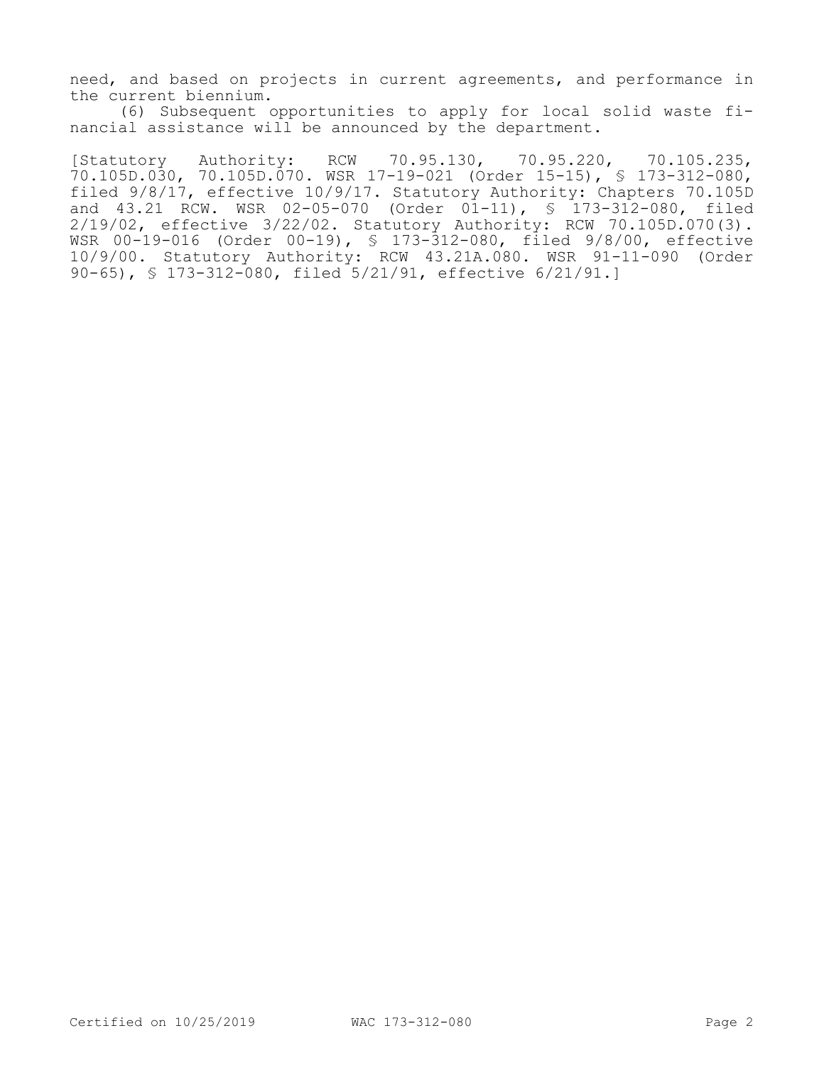need, and based on projects in current agreements, and performance in the current biennium.

(6) Subsequent opportunities to apply for local solid waste financial assistance will be announced by the department.

[Statutory Authority: RCW 70.95.130, 70.95.220, 70.105.235, 70.105D.030, 70.105D.070. WSR 17-19-021 (Order 15-15), § 173-312-080, filed 9/8/17, effective 10/9/17. Statutory Authority: Chapters 70.105D and 43.21 RCW. WSR 02-05-070 (Order 01-11), § 173-312-080, filed 2/19/02, effective 3/22/02. Statutory Authority: RCW 70.105D.070(3). WSR 00-19-016 (Order 00-19), § 173-312-080, filed 9/8/00, effective 10/9/00. Statutory Authority: RCW 43.21A.080. WSR 91-11-090 (Order 90-65), § 173-312-080, filed 5/21/91, effective 6/21/91.]